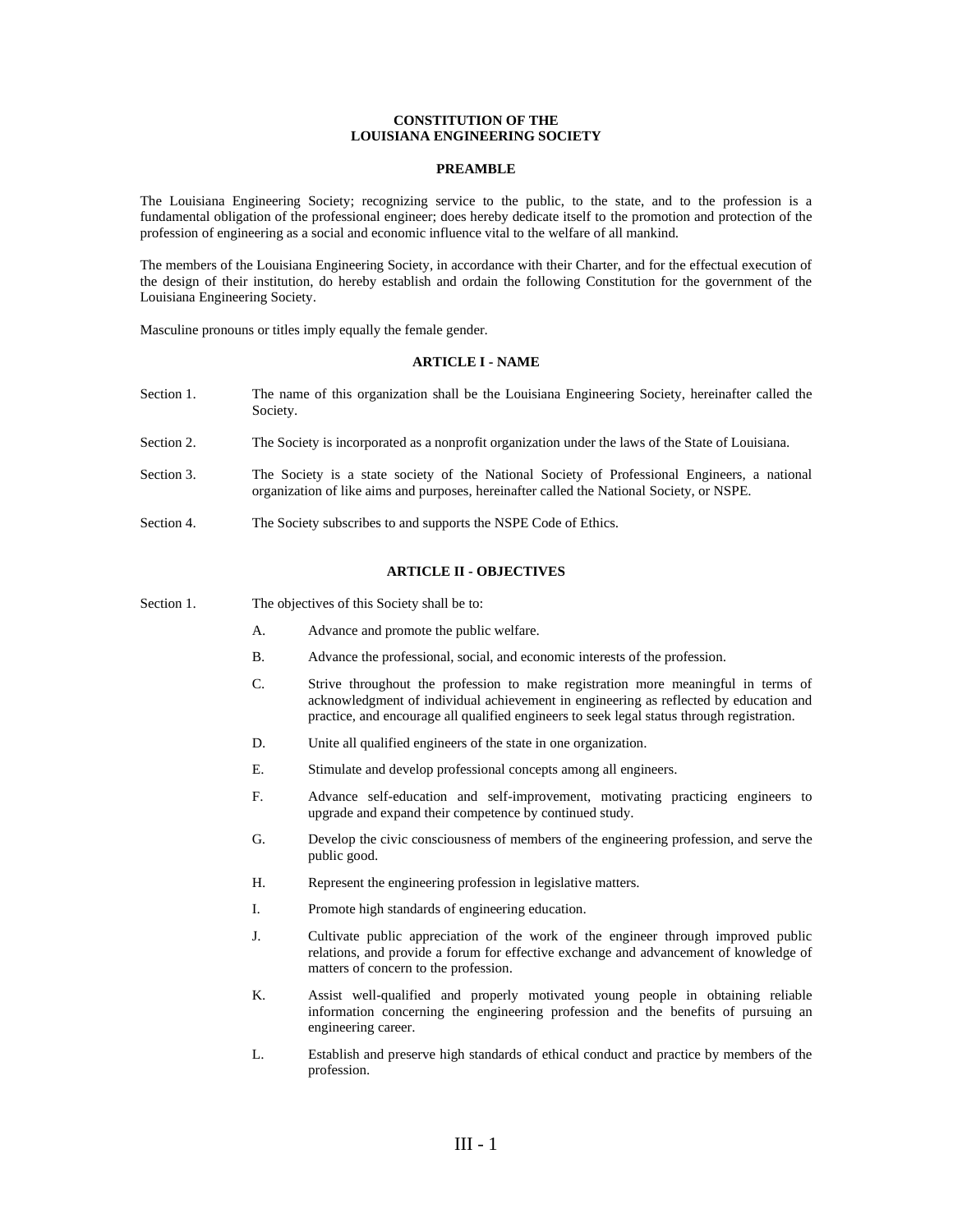# CONSTITUTION OF THE LOUISIANA ENGINEERING SOCIETY

## PREAMBLE

The Louisiana Engineering Society; recognizing service to the public, to the state, and to the profession is a fundamental obligation of the professional engineer; does hereby dedicate itself to the promotion and protection of the profession of engineering as a social and economic influence vital to the welfare of all mankind.

The members of the Louisiana Engineering Society, in accordance with their Charter, and for the effectual execution of the design of their institution, do hereby establish and ordain the following Constitution for the government of the Louisiana Engineering Society.

Masculine pronouns or titles imply equally the female gender.

## ARTICLE I - NAME

Section 1. The name of this organization shall be the Louisiana Engineering Society, hereinafter called the Society.

Section 2. The Society is incorporated as a nonprofit organization under the laws of the State of Louisiana.

Section 3. The Society is a state society of the National Society of Professional Engineers, a national organization of like aims and purposes, hereinafter called the National Society, or NSPE.

Section 4. The Society subscribes to and supports the NSPE Code of Ethics.

## ARTICLE II - OBJECTIVES

Section 1. The objectives of this Society shall be to:

A. Advance and promote the public welfare.

B. Advance the professional, social, and economic interests of the profession.

C. Strive throughout the profession to make registration more meaningful in terms of acknowledgment of individual achievement in engineering as reflected by education and practice, and encourage all qualified engineers to seek legal status through registration.

D. Unite all qualified engineers of the state in one organization.

E. Stimulate and develop professional concepts among all engineers.

F. Advance self-education and self-improvement, motivating practicing engineers to upgrade and expand their competence by continued study.

G. Develop the civic consciousness of members of the engineering profession, and serve the public good.

H. Represent the engineering profession in legislative matters.

I. Promote high standards of engineering education.

J. Cultivate public appreciation of the work of the engineer through improved public relations, and provide a forum for effective exchange and advancement of knowledge of matters of concern to the profession.

K. Assist well-qualified and properly motivated young people in obtaining reliable information concerning the engineering profession and the benefits of pursuing an engineering career.

L. Establish and preserve high standards of ethical conduct and practice by members of the profession.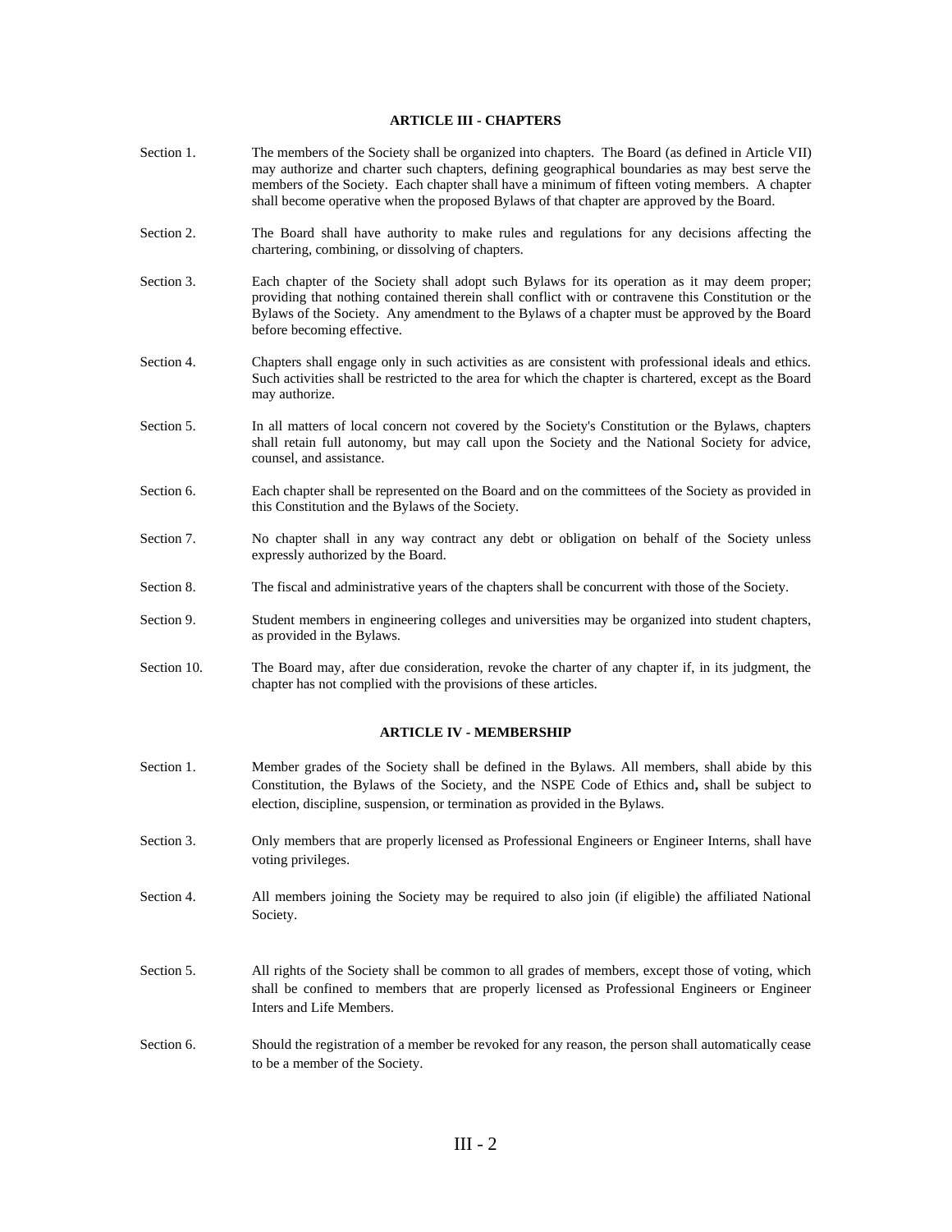## ARTICLE III - CHAPTERS

Section 1. The members of the Society shall be organized into chapters. The Board (as defined in Article VII) may authorize and charter such chapters, defining geographical boundaries as may best serve the members of the Society. Each chapter shall have a minimum of fifteen voting members. A chapter shall become operative when the proposed Bylaws of that chapter are approved by the Board.

Section 2. The Board shall have authority to make rules and regulations for any decisions affecting the chartering, combining, or dissolving of chapters.

Section 3. Each chapter of the Society shall adopt such Bylaws for its operation as it may deem proper; providing that nothing contained therein shall conflict with or contravene this Constitution or the Bylaws of the Society. Any amendment to the Bylaws of a chapter must be approved by the Board before becoming effective.

Section 4. Chapters shall engage only in such activities as are consistent with professional ideals and ethics. Such activities shall be restricted to the area for which the chapter is chartered, except as the Board may authorize.

Section 5. In all matters of local concern not covered by the Society's Constitution or the Bylaws, chapters shall retain full autonomy, but may call upon the Society and the National Society for advice, counsel, and assistance.

Section 6. Each chapter shall be represented on the Board and on the committees of the Society as provided in this Constitution and the Bylaws of the Society.

Section 7. No chapter shall in any way contract any debt or obligation on behalf of the Society unless expressly authorized by the Board.

Section 8. The fiscal and administrative years of the chapters shall be concurrent with those of the Society.

Section 9. Student members in engineering colleges and universities may be organized into student chapters, as provided in the Bylaws.

Section 10. The Board may, after due consideration, revoke the charter of any chapter if, in its judgment, the chapter has not complied with the provisions of these articles.

## ARTICLE IV - MEMBERSHIP

Section 1. Member grades of the Society shall be defined in the Bylaws. All members, shall abide by this Constitution, the Bylaws of the Society, and the NSPE Code of Ethics and**,** shall be subject to election, discipline, suspension, or termination as provided in the Bylaws.

Section 3. Only members that are properly licensed as Professional Engineers or Engineer Interns, shall have voting privileges.

Section 4. All members joining the Society may be required to also join (if eligible) the affiliated National Society.

Section 5. All rights of the Society shall be common to all grades of members, except those of voting, which shall be confined to members that are properly licensed as Professional Engineers or Engineer Inters and Life Members.

Section 6. Should the registration of a member be revoked for any reason, the person shall automatically cease to be a member of the Society.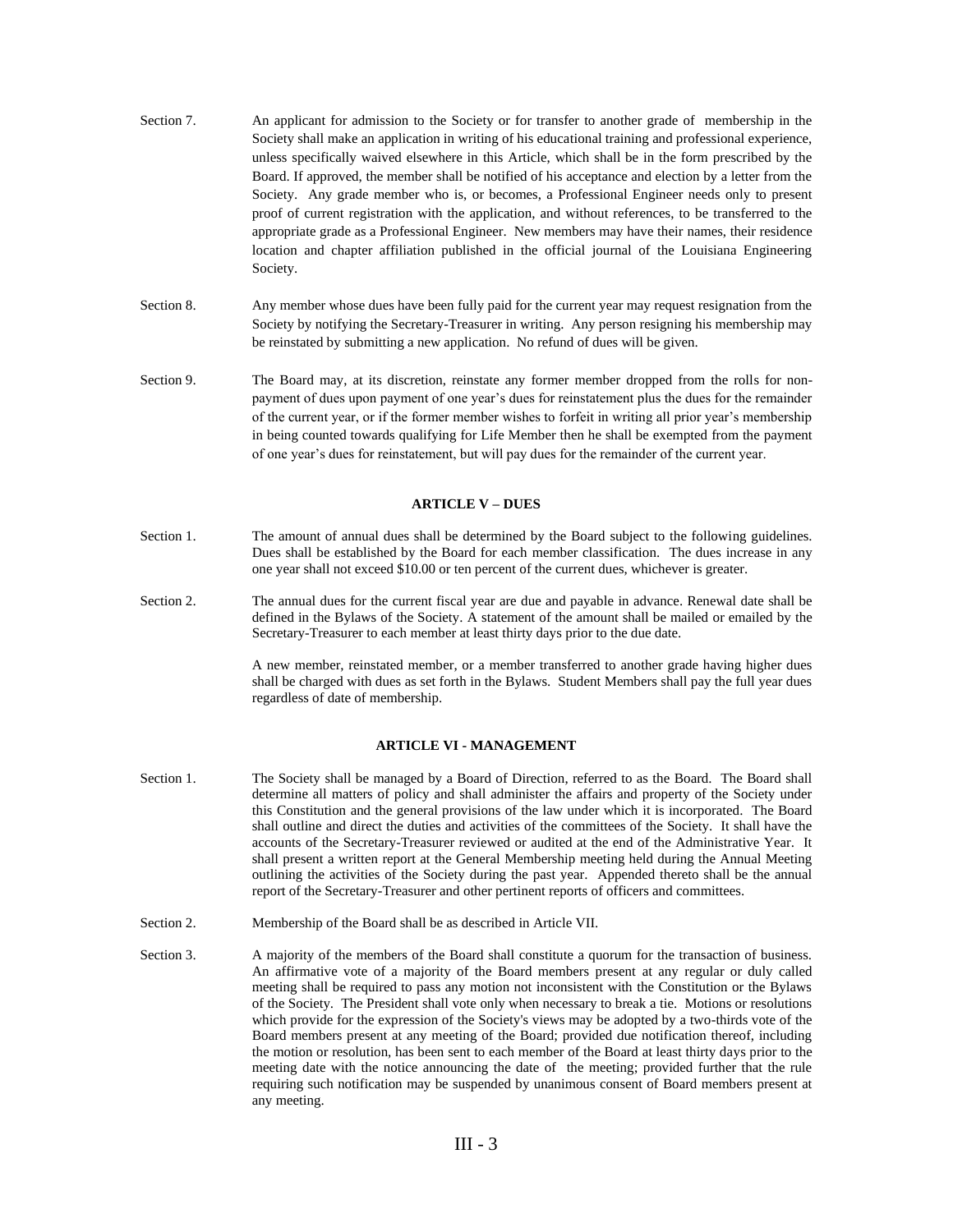Section 7. An applicant for admission to the Society or for transfer to another grade of membership in the Society shall make an application in writing of his educational training and professional experience, unless specifically waived elsewhere in this Article, which shall be in the form prescribed by the Board. If approved, the member shall be notified of his acceptance and election by a letter from the Society. Any grade member who is, or becomes, a Professional Engineer needs only to present proof of current registration with the application, and without references, to be transferred to the appropriate grade as a Professional Engineer. New members may have their names, their residence location and chapter affiliation published in the official journal of the Louisiana Engineering Society.

Section 8. Any member whose dues have been fully paid for the current year may request resignation from the Society by notifying the Secretary-Treasurer in writing. Any person resigning his membership may be reinstated by submitting a new application. No refund of dues will be given.

Section 9. The Board may, at its discretion, reinstate any former member dropped from the rolls for non-payment of dues upon payment of one year's dues for reinstatement plus the dues for the remainder of the current year, or if the former member wishes to forfeit in writing all prior year's membership in being counted towards qualifying for Life Member then he shall be exempted from the payment of one year's dues for reinstatement, but will pay dues for the remainder of the current year.

## ARTICLE V – DUES

Section 1. The amount of annual dues shall be determined by the Board subject to the following guidelines. Dues shall be established by the Board for each member classification. The dues increase in any one year shall not exceed $10.00 or ten percent of the current dues, whichever is greater.

Section 2. The annual dues for the current fiscal year are due and payable in advance. Renewal date shall be defined in the Bylaws of the Society. A statement of the amount shall be mailed or emailed by the Secretary-Treasurer to each member at least thirty days prior to the due date.

A new member, reinstated member, or a member transferred to another grade having higher dues shall be charged with dues as set forth in the Bylaws. Student Members shall pay the full year dues regardless of date of membership.

## ARTICLE VI - MANAGEMENT

Section 1. The Society shall be managed by a Board of Direction, referred to as the Board. The Board shall determine all matters of policy and shall administer the affairs and property of the Society under this Constitution and the general provisions of the law under which it is incorporated. The Board shall outline and direct the duties and activities of the committees of the Society. It shall have the accounts of the Secretary-Treasurer reviewed or audited at the end of the Administrative Year. It shall present a written report at the General Membership meeting held during the Annual Meeting outlining the activities of the Society during the past year. Appended thereto shall be the annual report of the Secretary-Treasurer and other pertinent reports of officers and committees.

Section 2. Membership of the Board shall be as described in Article VII.

Section 3. A majority of the members of the Board shall constitute a quorum for the transaction of business. An affirmative vote of a majority of the Board members present at any regular or duly called meeting shall be required to pass any motion not inconsistent with the Constitution or the Bylaws of the Society. The President shall vote only when necessary to break a tie. Motions or resolutions which provide for the expression of the Society's views may be adopted by a two-thirds vote of the Board members present at any meeting of the Board; provided due notification thereof, including the motion or resolution, has been sent to each member of the Board at least thirty days prior to the meeting date with the notice announcing the date of the meeting; provided further that the rule requiring such notification may be suspended by unanimous consent of Board members present at any meeting.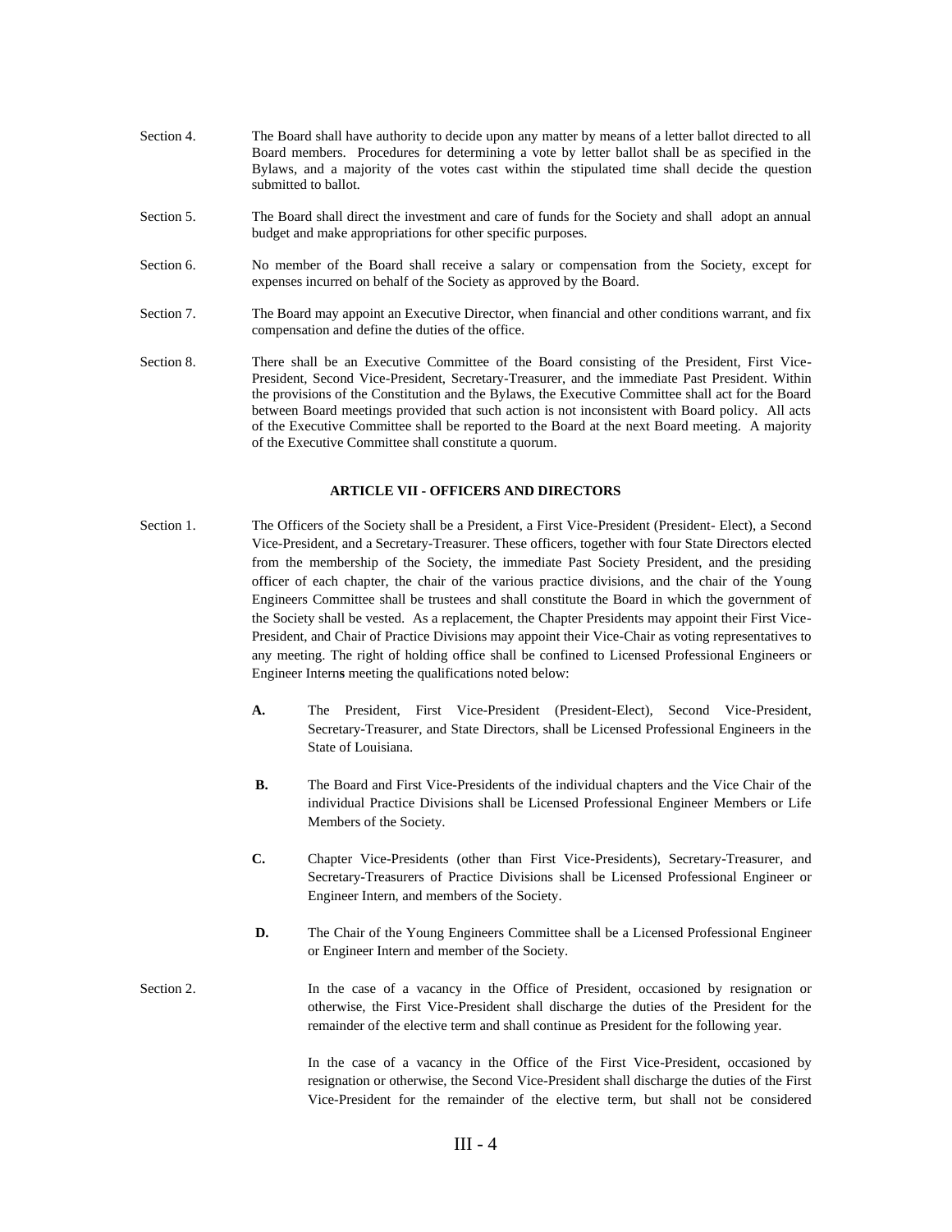Section 4. The Board shall have authority to decide upon any matter by means of a letter ballot directed to all Board members. Procedures for determining a vote by letter ballot shall be as specified in the Bylaws, and a majority of the votes cast within the stipulated time shall decide the question submitted to ballot.

Section 5. The Board shall direct the investment and care of funds for the Society and shall adopt an annual budget and make appropriations for other specific purposes.

Section 6. No member of the Board shall receive a salary or compensation from the Society, except for expenses incurred on behalf of the Society as approved by the Board.

Section 7. The Board may appoint an Executive Director, when financial and other conditions warrant, and fix compensation and define the duties of the office.

Section 8. There shall be an Executive Committee of the Board consisting of the President, First Vice-President, Second Vice-President, Secretary-Treasurer, and the immediate Past President. Within the provisions of the Constitution and the Bylaws, the Executive Committee shall act for the Board between Board meetings provided that such action is not inconsistent with Board policy. All acts of the Executive Committee shall be reported to the Board at the next Board meeting. A majority of the Executive Committee shall constitute a quorum.

## ARTICLE VII - OFFICERS AND DIRECTORS

Section 1. The Officers of the Society shall be a President, a First Vice-President (President- Elect), a Second Vice-President, and a Secretary-Treasurer. These officers, together with four State Directors elected from the membership of the Society, the immediate Past Society President, and the presiding officer of each chapter, the chair of the various practice divisions, and the chair of the Young Engineers Committee shall be trustees and shall constitute the Board in which the government of the Society shall be vested. As a replacement, the Chapter Presidents may appoint their First Vice-President, and Chair of Practice Divisions may appoint their Vice-Chair as voting representatives to any meeting. The right of holding office shall be confined to Licensed Professional Engineers or Engineer Interns meeting the qualifications noted below:

**A.** The President, First Vice-President (President-Elect), Second Vice-President, Secretary-Treasurer, and State Directors, shall be Licensed Professional Engineers in the State of Louisiana.

**B.** The Board and First Vice-Presidents of the individual chapters and the Vice Chair of the individual Practice Divisions shall be Licensed Professional Engineer Members or Life Members of the Society.

**C.** Chapter Vice-Presidents (other than First Vice-Presidents), Secretary-Treasurer, and Secretary-Treasurers of Practice Divisions shall be Licensed Professional Engineer or Engineer Intern, and members of the Society.

**D.** The Chair of the Young Engineers Committee shall be a Licensed Professional Engineer or Engineer Intern and member of the Society.

Section 2. In the case of a vacancy in the Office of President, occasioned by resignation or otherwise, the First Vice-President shall discharge the duties of the President for the remainder of the elective term and shall continue as President for the following year.

In the case of a vacancy in the Office of the First Vice-President, occasioned by resignation or otherwise, the Second Vice-President shall discharge the duties of the First Vice-President for the remainder of the elective term, but shall not be considered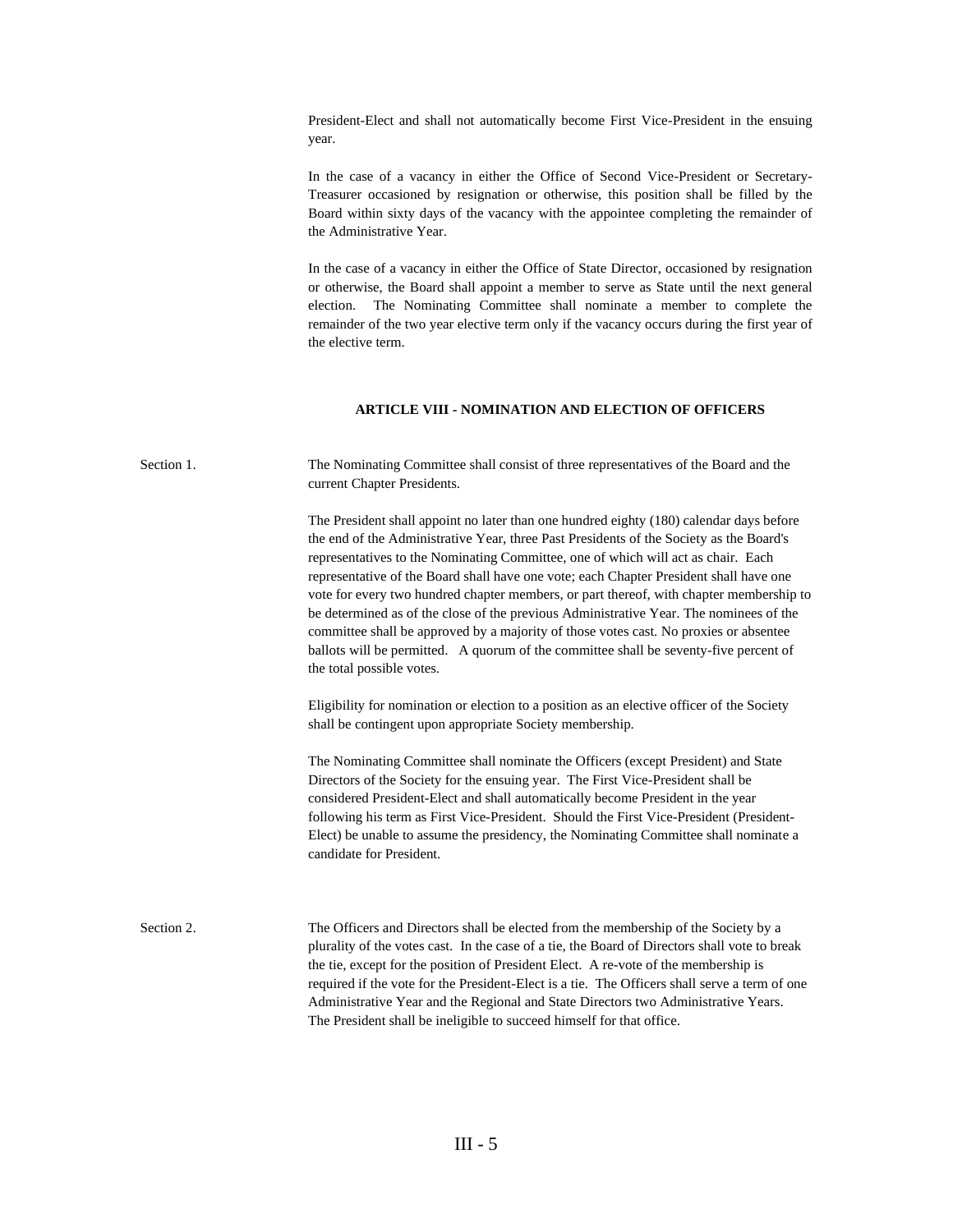President-Elect and shall not automatically become First Vice-President in the ensuing year.

In the case of a vacancy in either the Office of Second Vice-President or Secretary-Treasurer occasioned by resignation or otherwise, this position shall be filled by the Board within sixty days of the vacancy with the appointee completing the remainder of the Administrative Year.

In the case of a vacancy in either the Office of State Director, occasioned by resignation or otherwise, the Board shall appoint a member to serve as State until the next general election. The Nominating Committee shall nominate a member to complete the remainder of the two year elective term only if the vacancy occurs during the first year of the elective term.

## ARTICLE VIII - NOMINATION AND ELECTION OF OFFICERS

Section 1. The Nominating Committee shall consist of three representatives of the Board and the current Chapter Presidents.

The President shall appoint no later than one hundred eighty (180) calendar days before the end of the Administrative Year, three Past Presidents of the Society as the Board's representatives to the Nominating Committee, one of which will act as chair. Each representative of the Board shall have one vote; each Chapter President shall have one vote for every two hundred chapter members, or part thereof, with chapter membership to be determined as of the close of the previous Administrative Year. The nominees of the committee shall be approved by a majority of those votes cast. No proxies or absentee ballots will be permitted. A quorum of the committee shall be seventy-five percent of the total possible votes.

Eligibility for nomination or election to a position as an elective officer of the Society shall be contingent upon appropriate Society membership.

The Nominating Committee shall nominate the Officers (except President) and State Directors of the Society for the ensuing year. The First Vice-President shall be considered President-Elect and shall automatically become President in the year following his term as First Vice-President. Should the First Vice-President (President-Elect) be unable to assume the presidency, the Nominating Committee shall nominate a candidate for President.

Section 2. The Officers and Directors shall be elected from the membership of the Society by a plurality of the votes cast. In the case of a tie, the Board of Directors shall vote to break the tie, except for the position of President Elect. A re-vote of the membership is required if the vote for the President-Elect is a tie. The Officers shall serve a term of one Administrative Year and the Regional and State Directors two Administrative Years. The President shall be ineligible to succeed himself for that office.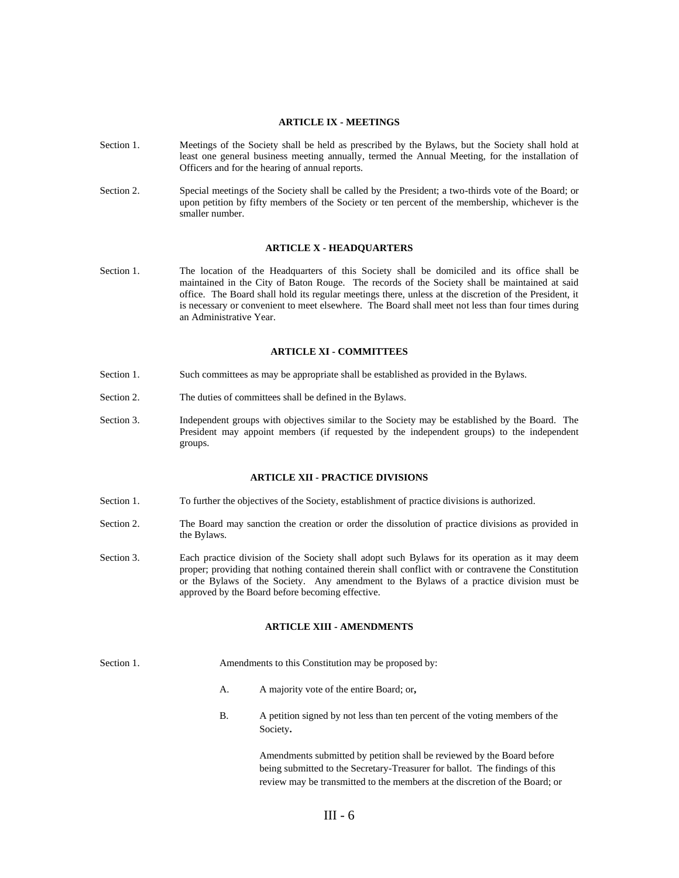## ARTICLE IX - MEETINGS

Section 1. Meetings of the Society shall be held as prescribed by the Bylaws, but the Society shall hold at least one general business meeting annually, termed the Annual Meeting, for the installation of Officers and for the hearing of annual reports.

Section 2. Special meetings of the Society shall be called by the President; a two-thirds vote of the Board; or upon petition by fifty members of the Society or ten percent of the membership, whichever is the smaller number.

## ARTICLE X - HEADQUARTERS

Section 1. The location of the Headquarters of this Society shall be domiciled and its office shall be maintained in the City of Baton Rouge. The records of the Society shall be maintained at said office. The Board shall hold its regular meetings there, unless at the discretion of the President, it is necessary or convenient to meet elsewhere. The Board shall meet not less than four times during an Administrative Year.

## ARTICLE XI - COMMITTEES

Section 1. Such committees as may be appropriate shall be established as provided in the Bylaws.

Section 2. The duties of committees shall be defined in the Bylaws.

Section 3. Independent groups with objectives similar to the Society may be established by the Board. The President may appoint members (if requested by the independent groups) to the independent groups.

## ARTICLE XII - PRACTICE DIVISIONS

Section 1. To further the objectives of the Society, establishment of practice divisions is authorized.

Section 2. The Board may sanction the creation or order the dissolution of practice divisions as provided in the Bylaws.

Section 3. Each practice division of the Society shall adopt such Bylaws for its operation as it may deem proper; providing that nothing contained therein shall conflict with or contravene the Constitution or the Bylaws of the Society. Any amendment to the Bylaws of a practice division must be approved by the Board before becoming effective.

## ARTICLE XIII - AMENDMENTS

Section 1. Amendments to this Constitution may be proposed by:

A. A majority vote of the entire Board; or**,**

B. A petition signed by not less than ten percent of the voting members of the Society**.**

Amendments submitted by petition shall be reviewed by the Board before being submitted to the Secretary-Treasurer for ballot. The findings of this review may be transmitted to the members at the discretion of the Board; or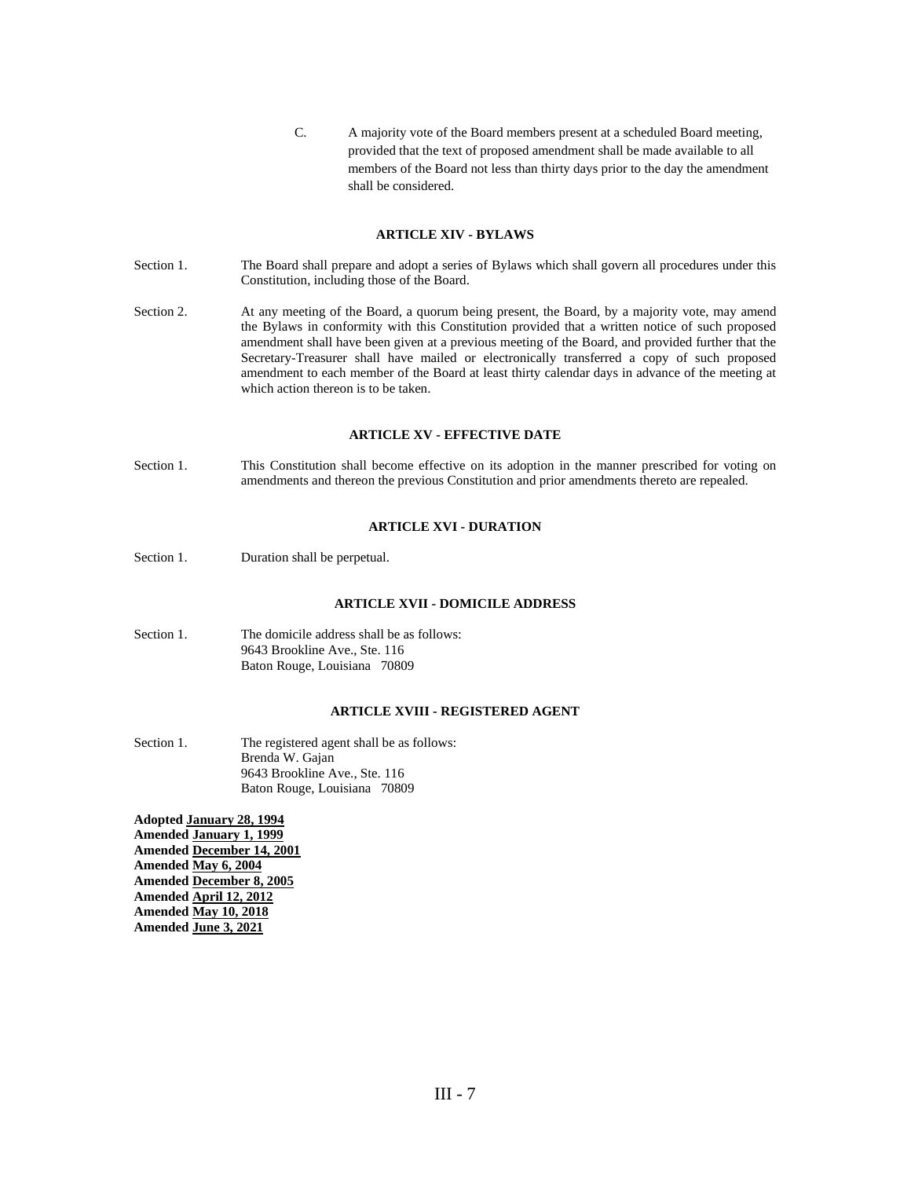C. A majority vote of the Board members present at a scheduled Board meeting, provided that the text of proposed amendment shall be made available to all members of the Board not less than thirty days prior to the day the amendment shall be considered.

## ARTICLE XIV - BYLAWS

Section 1. The Board shall prepare and adopt a series of Bylaws which shall govern all procedures under this Constitution, including those of the Board.

Section 2. At any meeting of the Board, a quorum being present, the Board, by a majority vote, may amend the Bylaws in conformity with this Constitution provided that a written notice of such proposed amendment shall have been given at a previous meeting of the Board, and provided further that the Secretary-Treasurer shall have mailed or electronically transferred a copy of such proposed amendment to each member of the Board at least thirty calendar days in advance of the meeting at which action thereon is to be taken.

## ARTICLE XV - EFFECTIVE DATE

Section 1. This Constitution shall become effective on its adoption in the manner prescribed for voting on amendments and thereon the previous Constitution and prior amendments thereto are repealed.

## ARTICLE XVI - DURATION

Section 1. Duration shall be perpetual.

## ARTICLE XVII - DOMICILE ADDRESS

Section 1. The domicile address shall be as follows:
9643 Brookline Ave., Ste. 116
Baton Rouge, Louisiana 70809

## ARTICLE XVIII - REGISTERED AGENT

Section 1. The registered agent shall be as follows:
Brenda W. Gajan
9643 Brookline Ave., Ste. 116
Baton Rouge, Louisiana 70809

**Adopted January 28, 1994**
**Amended January 1, 1999**
**Amended December 14, 2001**
**Amended May 6, 2004**
**Amended December 8, 2005**
**Amended April 12, 2012**
**Amended May 10, 2018**
**Amended June 3, 2021**